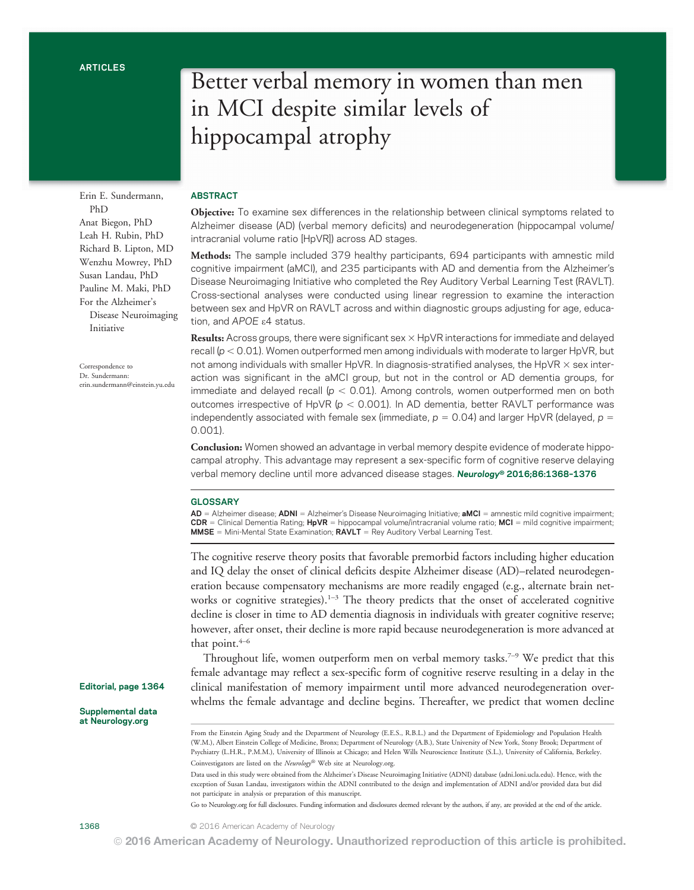ARTICLES

# Better verbal memory in women than men in MCI despite similar levels of hippocampal atrophy

Erin E. Sundermann, PhD
Anat Biegon, PhD
Leah H. Rubin, PhD
Richard B. Lipton, MD
Wenzhu Mowrey, PhD
Susan Landau, PhD
Pauline M. Maki, PhD
For the Alzheimer's Disease Neuroimaging Initiative

Correspondence to Dr. Sundermann: erin.sundermann@einstein.yu.edu

## ABSTRACT

**Objective:** To examine sex differences in the relationship between clinical symptoms related to Alzheimer disease (AD) (verbal memory deficits) and neurodegeneration (hippocampal volume/intracranial volume ratio [HpVR]) across AD stages.

**Methods:** The sample included 379 healthy participants, 694 participants with amnestic mild cognitive impairment (aMCI), and 235 participants with AD and dementia from the Alzheimer's Disease Neuroimaging Initiative who completed the Rey Auditory Verbal Learning Test (RAVLT). Cross-sectional analyses were conducted using linear regression to examine the interaction between sex and HpVR on RAVLT across and within diagnostic groups adjusting for age, education, and *APOE* ε4 status.

**Results:** Across groups, there were significant sex × HpVR interactions for immediate and delayed recall ($p < 0.01$). Women outperformed men among individuals with moderate to larger HpVR, but not among individuals with smaller HpVR. In diagnosis-stratified analyses, the HpVR × sex interaction was significant in the aMCI group, but not in the control or AD dementia groups, for immediate and delayed recall ($p < 0.01$). Among controls, women outperformed men on both outcomes irrespective of HpVR ($p < 0.001$). In AD dementia, better RAVLT performance was independently associated with female sex (immediate, $p = 0.04$) and larger HpVR (delayed, $p = 0.001$).

**Conclusion:** Women showed an advantage in verbal memory despite evidence of moderate hippocampal atrophy. This advantage may represent a sex-specific form of cognitive reserve delaying verbal memory decline until more advanced disease stages. ***Neurology*® 2016;86:1368–1376**

## GLOSSARY

**AD** = Alzheimer disease; **ADNI** = Alzheimer's Disease Neuroimaging Initiative; **aMCI** = amnestic mild cognitive impairment; **CDR** = Clinical Dementia Rating; **HpVR** = hippocampal volume/intracranial volume ratio; **MCI** = mild cognitive impairment; **MMSE** = Mini-Mental State Examination; **RAVLT** = Rey Auditory Verbal Learning Test.

The cognitive reserve theory posits that favorable premorbid factors including higher education and IQ delay the onset of clinical deficits despite Alzheimer disease (AD)–related neurodegeneration because compensatory mechanisms are more readily engaged (e.g., alternate brain networks or cognitive strategies).[1–3] The theory predicts that the onset of accelerated cognitive decline is closer in time to AD dementia diagnosis in individuals with greater cognitive reserve; however, after onset, their decline is more rapid because neurodegeneration is more advanced at that point.[4–6]

Throughout life, women outperform men on verbal memory tasks.[7–9] We predict that this female advantage may reflect a sex-specific form of cognitive reserve resulting in a delay in the clinical manifestation of memory impairment until more advanced neurodegeneration overwhelms the female advantage and decline begins. Thereafter, we predict that women decline

Editorial, page 1364

Supplemental data at Neurology.org

From the Einstein Aging Study and the Department of Neurology (E.E.S., R.B.L.) and the Department of Epidemiology and Population Health (W.M.), Albert Einstein College of Medicine, Bronx; Department of Neurology (A.B.), State University of New York, Stony Brook; Department of Psychiatry (L.H.R., P.M.M.), University of Illinois at Chicago; and Helen Wills Neuroscience Institute (S.L.), University of California, Berkeley.

Coinvestigators are listed on the *Neurology*® Web site at Neurology.org.

Data used in this study were obtained from the Alzheimer's Disease Neuroimaging Initiative (ADNI) database (adni.loni.ucla.edu). Hence, with the exception of Susan Landau, investigators within the ADNI contributed to the design and implementation of ADNI and/or provided data but did not participate in analysis or preparation of this manuscript.

Go to Neurology.org for full disclosures. Funding information and disclosures deemed relevant by the authors, if any, are provided at the end of the article.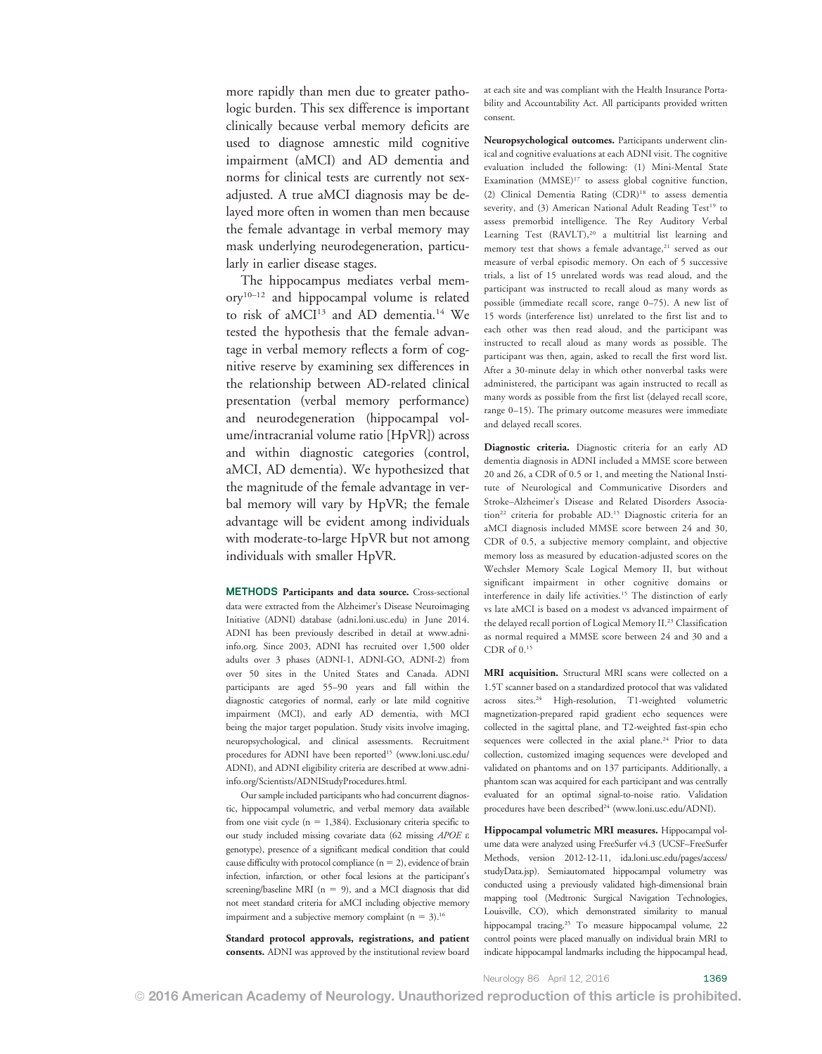more rapidly than men due to greater pathologic burden. This sex difference is important clinically because verbal memory deficits are used to diagnose amnestic mild cognitive impairment (aMCI) and AD dementia and norms for clinical tests are currently not sex-adjusted. A true aMCI diagnosis may be delayed more often in women than men because the female advantage in verbal memory may mask underlying neurodegeneration, particularly in earlier disease stages.

The hippocampus mediates verbal memory[10–12] and hippocampal volume is related to risk of aMCI[13] and AD dementia.[14] We tested the hypothesis that the female advantage in verbal memory reflects a form of cognitive reserve by examining sex differences in the relationship between AD-related clinical presentation (verbal memory performance) and neurodegeneration (hippocampal volume/intracranial volume ratio [HpVR]) across and within diagnostic categories (control, aMCI, AD dementia). We hypothesized that the magnitude of the female advantage in verbal memory will vary by HpVR; the female advantage will be evident among individuals with moderate-to-large HpVR but not among individuals with smaller HpVR.

## METHODS

**Participants and data source.** Cross-sectional data were extracted from the Alzheimer's Disease Neuroimaging Initiative (ADNI) database (adni.loni.usc.edu) in June 2014. ADNI has been previously described in detail at www.adni-info.org. Since 2003, ADNI has recruited over 1,500 older adults over 3 phases (ADNI-1, ADNI-GO, ADNI-2) from over 50 sites in the United States and Canada. ADNI participants are aged 55–90 years and fall within the diagnostic categories of normal, early or late mild cognitive impairment (MCI), and early AD dementia, with MCI being the major target population. Study visits involve imaging, neuropsychological, and clinical assessments. Recruitment procedures for ADNI have been reported[15] (www.loni.usc.edu/ADNI), and ADNI eligibility criteria are described at www.adni-info.org/Scientists/ADNIStudyProcedures.html.

Our sample included participants who had concurrent diagnostic, hippocampal volumetric, and verbal memory data available from one visit cycle ($n = 1,384$). Exclusionary criteria specific to our study included missing covariate data (62 missing *APOE* ε genotype), presence of a significant medical condition that could cause difficulty with protocol compliance ($n = 2$), evidence of brain infection, infarction, or other focal lesions at the participant's screening/baseline MRI ($n = 9$), and a MCI diagnosis that did not meet standard criteria for aMCI including objective memory impairment and a subjective memory complaint ($n = 3$).[16]

**Standard protocol approvals, registrations, and patient consents.** ADNI was approved by the institutional review board at each site and was compliant with the Health Insurance Portability and Accountability Act. All participants provided written consent.

**Neuropsychological outcomes.** Participants underwent clinical and cognitive evaluations at each ADNI visit. The cognitive evaluation included the following: (1) Mini-Mental State Examination (MMSE)[17] to assess global cognitive function, (2) Clinical Dementia Rating (CDR)[18] to assess dementia severity, and (3) American National Adult Reading Test[19] to assess premorbid intelligence. The Rey Auditory Verbal Learning Test (RAVLT),[20] a multitrial list learning and memory test that shows a female advantage,[21] served as our measure of verbal episodic memory. On each of 5 successive trials, a list of 15 unrelated words was read aloud, and the participant was instructed to recall aloud as many words as possible (immediate recall score, range 0–75). A new list of 15 words (interference list) unrelated to the first list and to each other was then read aloud, and the participant was instructed to recall aloud as many words as possible. The participant was then, again, asked to recall the first word list. After a 30-minute delay in which other nonverbal tasks were administered, the participant was again instructed to recall as many words as possible from the first list (delayed recall score, range 0–15). The primary outcome measures were immediate and delayed recall scores.

**Diagnostic criteria.** Diagnostic criteria for an early AD dementia diagnosis in ADNI included a MMSE score between 20 and 26, a CDR of 0.5 or 1, and meeting the National Institute of Neurological and Communicative Disorders and Stroke–Alzheimer's Disease and Related Disorders Association[22] criteria for probable AD.[15] Diagnostic criteria for an aMCI diagnosis included MMSE score between 24 and 30, CDR of 0.5, a subjective memory complaint, and objective memory loss as measured by education-adjusted scores on the Wechsler Memory Scale Logical Memory II, but without significant impairment in other cognitive domains or interference in daily life activities.[15] The distinction of early vs late aMCI is based on a modest vs advanced impairment of the delayed recall portion of Logical Memory II.[23] Classification as normal required a MMSE score between 24 and 30 and a CDR of 0.[15]

**MRI acquisition.** Structural MRI scans were collected on a 1.5T scanner based on a standardized protocol that was validated across sites.[24] High-resolution, T1-weighted volumetric magnetization-prepared rapid gradient echo sequences were collected in the sagittal plane, and T2-weighted fast-spin echo sequences were collected in the axial plane.[24] Prior to data collection, customized imaging sequences were developed and validated on phantoms and on 137 participants. Additionally, a phantom scan was acquired for each participant and was centrally evaluated for an optimal signal-to-noise ratio. Validation procedures have been described[24] (www.loni.usc.edu/ADNI).

**Hippocampal volumetric MRI measures.** Hippocampal volume data were analyzed using FreeSurfer v4.3 (UCSF–FreeSurfer Methods, version 2012-12-11, ida.loni.usc.edu/pages/access/studyData.jsp). Semiautomated hippocampal volumetry was conducted using a previously validated high-dimensional brain mapping tool (Medtronic Surgical Navigation Technologies, Louisville, CO), which demonstrated similarity to manual hippocampal tracing.[25] To measure hippocampal volume, 22 control points were placed manually on individual brain MRI to indicate hippocampal landmarks including the hippocampal head,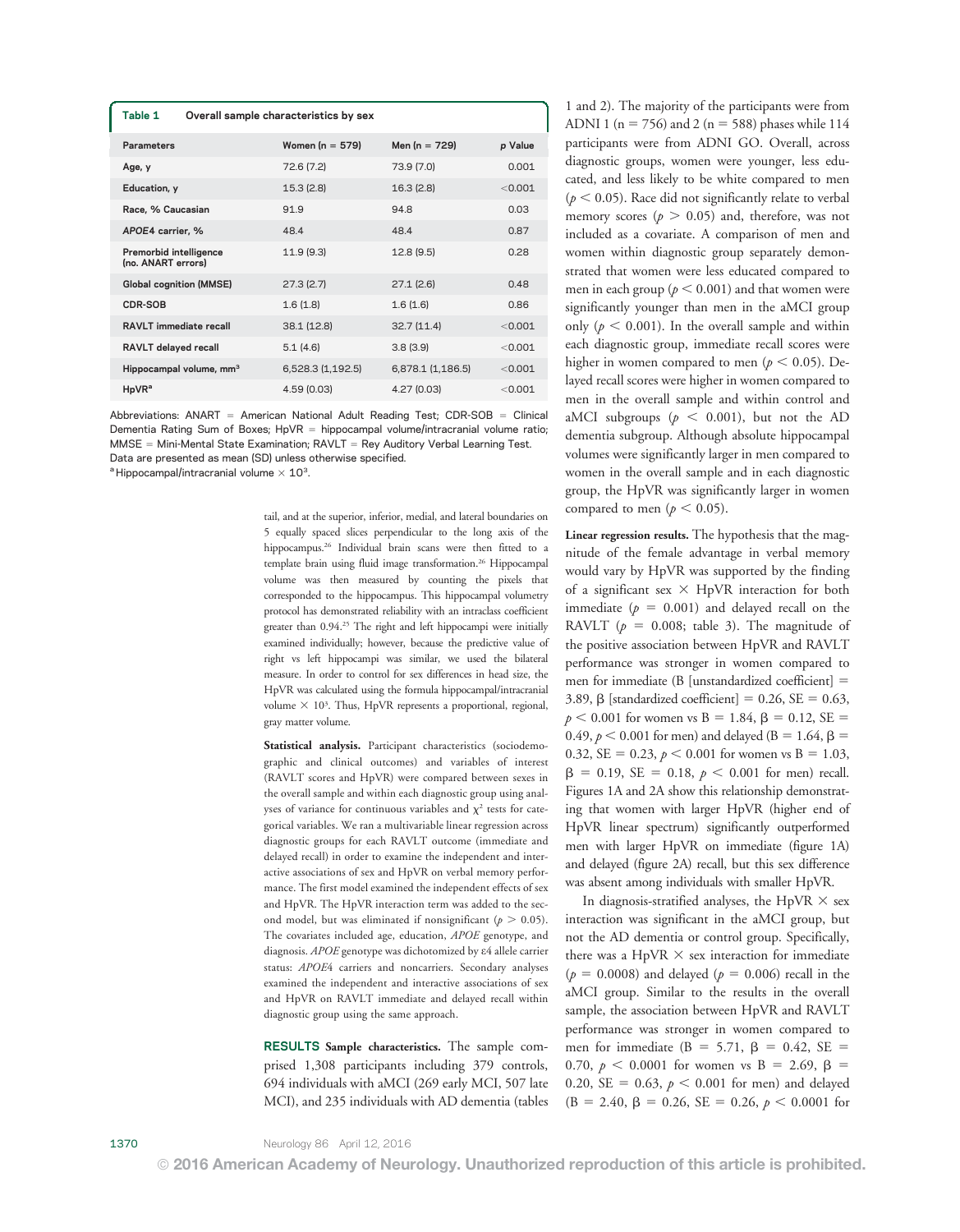**Table 1** Overall sample characteristics by sex

| Parameters | Women (n = 579) | Men (n = 729) | p Value |
|---|---|---|---|
| Age, y | 72.6 (7.2) | 73.9 (7.0) | 0.001 |
| Education, y | 15.3 (2.8) | 16.3 (2.8) | <0.001 |
| Race, % Caucasian | 91.9 | 94.8 | 0.03 |
| *APOE4* carrier, % | 48.4 | 48.4 | 0.87 |
| Premorbid intelligence (no. ANART errors) | 11.9 (9.3) | 12.8 (9.5) | 0.28 |
| Global cognition (MMSE) | 27.3 (2.7) | 27.1 (2.6) | 0.48 |
| CDR-SOB | 1.6 (1.8) | 1.6 (1.6) | 0.86 |
| RAVLT immediate recall | 38.1 (12.8) | 32.7 (11.4) | <0.001 |
| RAVLT delayed recall | 5.1 (4.6) | 3.8 (3.9) | <0.001 |
| Hippocampal volume, mm³ | 6,528.3 (1,192.5) | 6,878.1 (1,186.5) | <0.001 |
| HpVR[a] | 4.59 (0.03) | 4.27 (0.03) | <0.001 |

Abbreviations: ANART = American National Adult Reading Test; CDR-SOB = Clinical Dementia Rating Sum of Boxes; HpVR = hippocampal volume/intracranial volume ratio; MMSE = Mini-Mental State Examination; RAVLT = Rey Auditory Verbal Learning Test. Data are presented as mean (SD) unless otherwise specified.

[a] Hippocampal/intracranial volume $\times 10^3$.

tail, and at the superior, inferior, medial, and lateral boundaries on 5 equally spaced slices perpendicular to the long axis of the hippocampus.[26] Individual brain scans were then fitted to a template brain using fluid image transformation.[26] Hippocampal volume was then measured by counting the pixels that corresponded to the hippocampus. This hippocampal volumetry protocol has demonstrated reliability with an intraclass coefficient greater than 0.94.[25] The right and left hippocampi were initially examined individually; however, because the predictive value of right vs left hippocampi was similar, we used the bilateral measure. In order to control for sex differences in head size, the HpVR was calculated using the formula hippocampal/intracranial volume $\times 10^3$. Thus, HpVR represents a proportional, regional, gray matter volume.

**Statistical analysis.** Participant characteristics (sociodemographic and clinical outcomes) and variables of interest (RAVLT scores and HpVR) were compared between sexes in the overall sample and within each diagnostic group using analyses of variance for continuous variables and $\chi^2$ tests for categorical variables. We ran a multivariable linear regression across diagnostic groups for each RAVLT outcome (immediate and delayed recall) in order to examine the independent and interactive associations of sex and HpVR on verbal memory performance. The first model examined the independent effects of sex and HpVR. The HpVR interaction term was added to the second model, but was eliminated if nonsignificant ($p > 0.05$). The covariates included age, education, *APOE* genotype, and diagnosis. *APOE* genotype was dichotomized by ε4 allele carrier status: *APOE4* carriers and noncarriers. Secondary analyses examined the independent and interactive associations of sex and HpVR on RAVLT immediate and delayed recall within diagnostic group using the same approach.

## RESULTS

**Sample characteristics.** The sample comprised 1,308 participants including 379 controls, 694 individuals with aMCI (269 early MCI, 507 late MCI), and 235 individuals with AD dementia (tables 1 and 2). The majority of the participants were from ADNI 1 (n = 756) and 2 (n = 588) phases while 114 participants were from ADNI GO. Overall, across diagnostic groups, women were younger, less educated, and less likely to be white compared to men ($p < 0.05$). Race did not significantly relate to verbal memory scores ($p > 0.05$) and, therefore, was not included as a covariate. A comparison of men and women within diagnostic group separately demonstrated that women were less educated compared to men in each group ($p < 0.001$) and that women were significantly younger than men in the aMCI group only ($p < 0.001$). In the overall sample and within each diagnostic group, immediate recall scores were higher in women compared to men ($p < 0.05$). Delayed recall scores were higher in women compared to men in the overall sample and within control and aMCI subgroups ($p < 0.001$), but not the AD dementia subgroup. Although absolute hippocampal volumes were significantly larger in men compared to women in the overall sample and in each diagnostic group, the HpVR was significantly larger in women compared to men ($p < 0.05$).

**Linear regression results.** The hypothesis that the magnitude of the female advantage in verbal memory would vary by HpVR was supported by the finding of a significant sex × HpVR interaction for both immediate ($p = 0.001$) and delayed recall on the RAVLT ($p = 0.008$; table 3). The magnitude of the positive association between HpVR and RAVLT performance was stronger in women compared to men for immediate (B [unstandardized coefficient] = 3.89, β [standardized coefficient] = 0.26, SE = 0.63, $p < 0.001$ for women vs B = 1.84, β = 0.12, SE = 0.49, $p < 0.001$ for men) and delayed (B = 1.64, β = 0.32, SE = 0.23, $p < 0.001$ for women vs B = 1.03, β = 0.19, SE = 0.18, $p < 0.001$ for men) recall. Figures 1A and 2A show this relationship demonstrating that women with larger HpVR (higher end of HpVR linear spectrum) significantly outperformed men with larger HpVR on immediate (figure 1A) and delayed (figure 2A) recall, but this sex difference was absent among individuals with smaller HpVR.

In diagnosis-stratified analyses, the HpVR × sex interaction was significant in the aMCI group, but not the AD dementia or control group. Specifically, there was a HpVR × sex interaction for immediate ($p = 0.0008$) and delayed ($p = 0.006$) recall in the aMCI group. Similar to the results in the overall sample, the association between HpVR and RAVLT performance was stronger in women compared to men for immediate (B = 5.71, β = 0.42, SE = 0.70, $p < 0.0001$ for women vs B = 2.69, β = 0.20, SE = 0.63, $p < 0.001$ for men) and delayed (B = 2.40, β = 0.26, SE = 0.26, $p < 0.0001$ for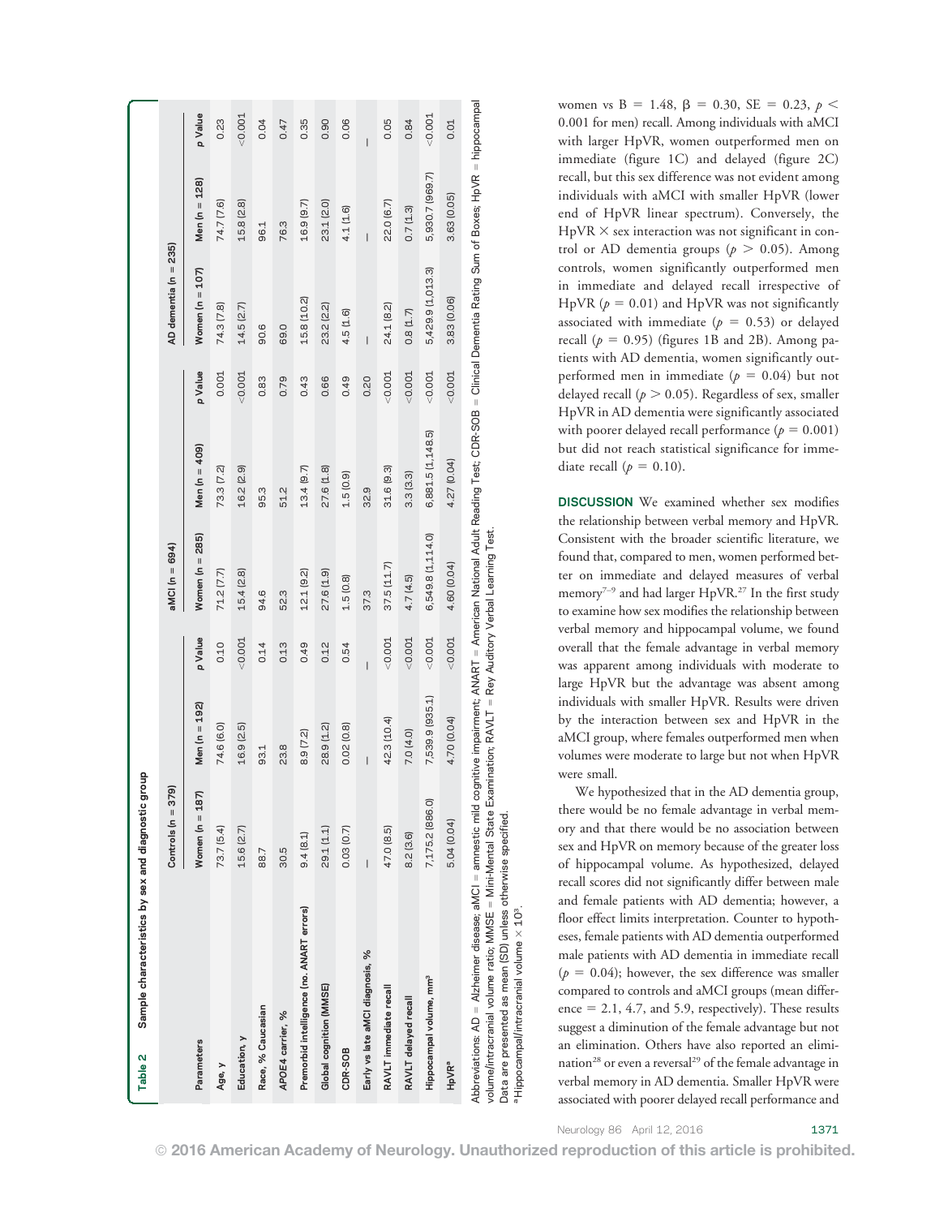**Table 2 Sample characteristics by sex and diagnostic group**

| Parameters | Controls (n = 379) | | | aMCI (n = 694) | | | AD dementia (n = 235) | | |
|---|---|---|---|---|---|---|---|---|---|
| | Women (n = 187) | Men (n = 192) | p Value | Women (n = 285) | Men (n = 409) | p Value | Women (n = 107) | Men (n = 128) | p Value |
| Age, y | 73.7 (5.4) | 74.6 (6.0) | 0.10 | 71.2 (7.7) | 73.3 (7.2) | 0.001 | 74.3 (7.8) | 74.7 (7.6) | 0.23 |
| Education, y | 15.6 (2.7) | 16.9 (2.5) | <0.001 | 15.4 (2.8) | 16.2 (2.9) | <0.001 | 14.5 (2.7) | 15.8 (2.8) | <0.001 |
| Race, % Caucasian | 88.7 | 93.1 | 0.14 | 94.6 | 95.3 | 0.83 | 90.6 | 96.1 | 0.04 |
| APOE4 carrier, % | 30.5 | 23.8 | 0.13 | 52.3 | 51.2 | 0.79 | 69.0 | 76.3 | 0.47 |
| Premorbid intelligence (no. ANART errors) | 9.4 (8.1) | 8.9 (7.2) | 0.49 | 12.1 (9.2) | 13.4 (9.7) | 0.43 | 15.8 (10.2) | 16.9 (9.7) | 0.35 |
| Global cognition (MMSE) | 29.1 (1.1) | 28.9 (1.2) | 0.12 | 27.6 (1.9) | 27.6 (1.8) | 0.66 | 23.2 (2.2) | 23.1 (2.0) | 0.90 |
| CDR-SOB | 0.03 (0.7) | 0.02 (0.8) | 0.54 | 1.5 (0.8) | 1.5 (0.9) | 0.49 | 4.5 (1.6) | 4.1 (1.6) | 0.06 |
| Early vs late aMCI diagnosis, % | — | — | — | 37.3 | 32.9 | 0.20 | — | — | — |
| RAVLT immediate recall | 47.0 (8.5) | 42.3 (10.4) | <0.001 | 37.5 (11.7) | 31.6 (9.3) | <0.001 | 24.1 (8.2) | 22.0 (6.7) | 0.05 |
| RAVLT delayed recall | 8.2 (3.6) | 7.0 (4.0) | <0.001 | 4.7 (4.5) | 3.3 (3.3) | <0.001 | 0.8 (1.7) | 0.7 (1.3) | 0.84 |
| Hippocampal volume, mm³ | 7,175.2 (886.0) | 7,539.9 (935.1) | <0.001 | 6,549.8 (1,114.0) | 6,881.5 (1,148.5) | <0.001 | 5,429.9 (1,013.3) | 5,930.7 (969.7) | <0.001 |
| HpVR[a] | 5.04 (0.04) | 4.70 (0.04) | <0.001 | 4.60 (0.04) | 4.27 (0.04) | <0.001 | 3.83 (0.06) | 3.63 (0.05) | 0.01 |

Abbreviations: AD = Alzheimer disease; aMCI = amnestic mild cognitive impairment; ANART = American National Adult Reading Test; CDR-SOB = Clinical Dementia Rating Sum of Boxes; HpVR = hippocampal volume/intracranial volume ratio; MMSE = Mini-Mental State Examination; RAVLT = Rey Auditory Verbal Learning Test.
Data are presented as mean (SD) unless otherwise specified.
[a] Hippocampal/intracranial volume × $10^3$.

women vs B = 1.48, β = 0.30, SE = 0.23, $p <$ 0.001 for men) recall. Among individuals with aMCI with larger HpVR, women outperformed men on immediate (figure 1C) and delayed (figure 2C) recall, but this sex difference was not evident among individuals with aMCI with smaller HpVR (lower end of HpVR linear spectrum). Conversely, the HpVR × sex interaction was not significant in control or AD dementia groups ($p > 0.05$). Among controls, women significantly outperformed men in immediate and delayed recall irrespective of HpVR ($p = 0.01$) and HpVR was not significantly associated with immediate ($p = 0.53$) or delayed recall ($p = 0.95$) (figures 1B and 2B). Among patients with AD dementia, women significantly outperformed men in immediate ($p = 0.04$) but not delayed recall ($p > 0.05$). Regardless of sex, smaller HpVR in AD dementia were significantly associated with poorer delayed recall performance ($p = 0.001$) but did not reach statistical significance for immediate recall ($p = 0.10$).

**DISCUSSION** We examined whether sex modifies the relationship between verbal memory and HpVR. Consistent with the broader scientific literature, we found that, compared to men, women performed better on immediate and delayed measures of verbal memory[7–9] and had larger HpVR.[27] In the first study to examine how sex modifies the relationship between verbal memory and hippocampal volume, we found overall that the female advantage in verbal memory was apparent among individuals with moderate to large HpVR but the advantage was absent among individuals with smaller HpVR. Results were driven by the interaction between sex and HpVR in the aMCI group, where females outperformed men when volumes were moderate to large but not when HpVR were small.

We hypothesized that in the AD dementia group, there would be no female advantage in verbal memory and that there would be no association between sex and HpVR on memory because of the greater loss of hippocampal volume. As hypothesized, delayed recall scores did not significantly differ between male and female patients with AD dementia; however, a floor effect limits interpretation. Counter to hypotheses, female patients with AD dementia outperformed male patients with AD dementia in immediate recall ($p = 0.04$); however, the sex difference was smaller compared to controls and aMCI groups (mean difference = 2.1, 4.7, and 5.9, respectively). These results suggest a diminution of the female advantage but not an elimination. Others have also reported an elimination[28] or even a reversal[29] of the female advantage in verbal memory in AD dementia. Smaller HpVR were associated with poorer delayed recall performance and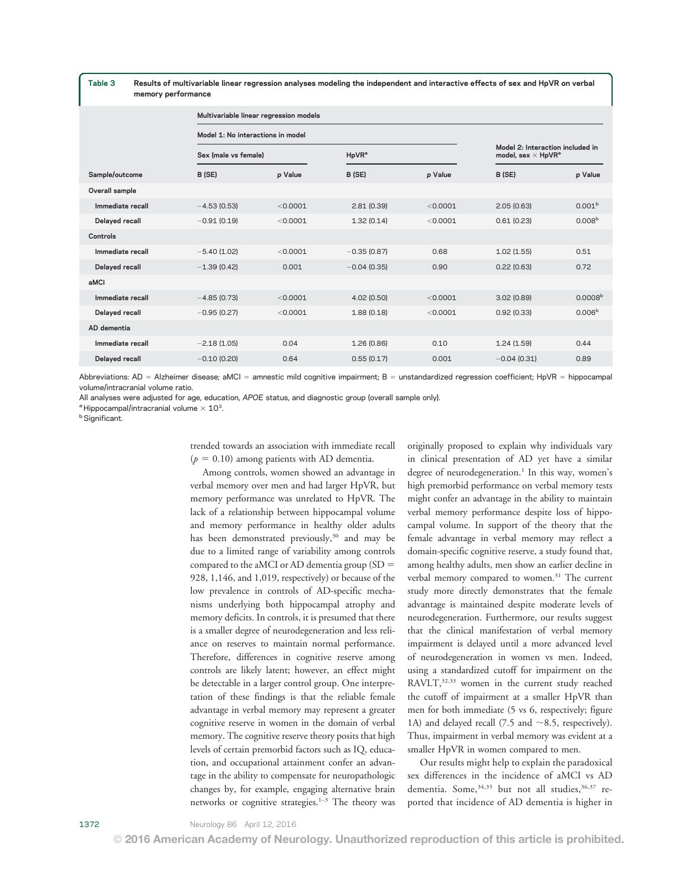**Table 3** Results of multivariable linear regression analyses modeling the independent and interactive effects of sex and HpVR on verbal memory performance

| | Multivariable linear regression models | | | | | |
|---|---|---|---|---|---|---|
| | Model 1: No interactions in model | | | | Model 2: Interaction included in model, sex × HpVR[a] | |
| | Sex (male vs female) | | HpVR[a] | | | |
| Sample/outcome | B (SE) | p Value | B (SE) | p Value | B (SE) | p Value |
| **Overall sample** | | | | | | |
| Immediate recall | −4.53 (0.53) | <0.0001 | 2.81 (0.39) | <0.0001 | 2.05 (0.63) | 0.001[b] |
| Delayed recall | −0.91 (0.19) | <0.0001 | 1.32 (0.14) | <0.0001 | 0.61 (0.23) | 0.008[b] |
| **Controls** | | | | | | |
| Immediate recall | −5.40 (1.02) | <0.0001 | −0.35 (0.87) | 0.68 | 1.02 (1.55) | 0.51 |
| Delayed recall | −1.39 (0.42) | 0.001 | −0.04 (0.35) | 0.90 | 0.22 (0.63) | 0.72 |
| **aMCI** | | | | | | |
| Immediate recall | −4.85 (0.73) | <0.0001 | 4.02 (0.50) | <0.0001 | 3.02 (0.89) | 0.0008[b] |
| Delayed recall | −0.95 (0.27) | <0.0001 | 1.88 (0.18) | <0.0001 | 0.92 (0.33) | 0.006[b] |
| **AD dementia** | | | | | | |
| Immediate recall | −2.18 (1.05) | 0.04 | 1.26 (0.86) | 0.10 | 1.24 (1.59) | 0.44 |
| Delayed recall | −0.10 (0.20) | 0.64 | 0.55 (0.17) | 0.001 | −0.04 (0.31) | 0.89 |

Abbreviations: AD = Alzheimer disease; aMCI = amnestic mild cognitive impairment; B = unstandardized regression coefficient; HpVR = hippocampal volume/intracranial volume ratio.
All analyses were adjusted for age, education, *APOE* status, and diagnostic group (overall sample only).
[a] Hippocampal/intracranial volume × $10^3$.
[b] Significant.

trended towards an association with immediate recall ($p = 0.10$) among patients with AD dementia.

Among controls, women showed an advantage in verbal memory over men and had larger HpVR, but memory performance was unrelated to HpVR. The lack of a relationship between hippocampal volume and memory performance in healthy older adults has been demonstrated previously,[30] and may be due to a limited range of variability among controls compared to the aMCI or AD dementia group (SD = 928, 1,146, and 1,019, respectively) or because of the low prevalence in controls of AD-specific mechanisms underlying both hippocampal atrophy and memory deficits. In controls, it is presumed that there is a smaller degree of neurodegeneration and less reliance on reserves to maintain normal performance. Therefore, differences in cognitive reserve among controls are likely latent; however, an effect might be detectable in a larger control group. One interpretation of these findings is that the reliable female advantage in verbal memory may represent a greater cognitive reserve in women in the domain of verbal memory. The cognitive reserve theory posits that high levels of certain premorbid factors such as IQ, education, and occupational attainment confer an advantage in the ability to compensate for neuropathologic changes by, for example, engaging alternative brain networks or cognitive strategies.[1–3] The theory was originally proposed to explain why individuals vary in clinical presentation of AD yet have a similar degree of neurodegeneration.[1] In this way, women's high premorbid performance on verbal memory tests might confer an advantage in the ability to maintain verbal memory performance despite loss of hippocampal volume. In support of the theory that the female advantage in verbal memory may reflect a domain-specific cognitive reserve, a study found that, among healthy adults, men show an earlier decline in verbal memory compared to women.[31] The current study more directly demonstrates that the female advantage is maintained despite moderate levels of neurodegeneration. Furthermore, our results suggest that the clinical manifestation of verbal memory impairment is delayed until a more advanced level of neurodegeneration in women vs men. Indeed, using a standardized cutoff for impairment on the RAVLT,[32,33] women in the current study reached the cutoff of impairment at a smaller HpVR than men for both immediate (5 vs 6, respectively; figure 1A) and delayed recall (7.5 and ~8.5, respectively). Thus, impairment in verbal memory was evident at a smaller HpVR in women compared to men.

Our results might help to explain the paradoxical sex differences in the incidence of aMCI vs AD dementia. Some,[34,35] but not all studies,[36,37] reported that incidence of AD dementia is higher in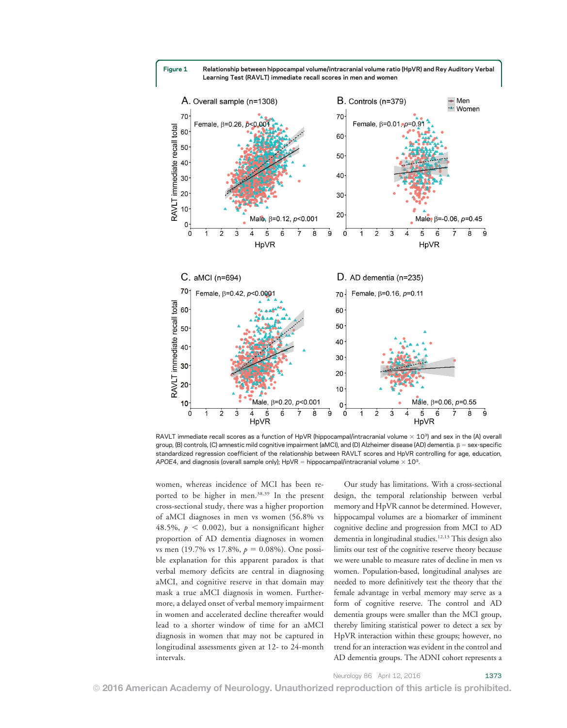**Figure 1** Relationship between hippocampal volume/intracranial volume ratio (HpVR) and Rey Auditory Verbal Learning Test (RAVLT) immediate recall scores in men and women

RAVLT immediate recall scores as a function of HpVR (hippocampal/intracranial volume × $10^3$) and sex in the (A) overall group, (B) controls, (C) amnestic mild cognitive impairment (aMCI), and (D) Alzheimer disease (AD) dementia. β = sex-specific standardized regression coefficient of the relationship between RAVLT scores and HpVR controlling for age, education, *APOE*4, and diagnosis (overall sample only); HpVR = hippocampal/intracranial volume × $10^3$.

women, whereas incidence of MCI has been reported to be higher in men.[38,39] In the present cross-sectional study, there was a higher proportion of aMCI diagnoses in men vs women (56.8% vs 48.5%, $p < 0.002$), but a nonsignificant higher proportion of AD dementia diagnoses in women vs men (19.7% vs 17.8%, $p = 0.08\%$). One possible explanation for this apparent paradox is that verbal memory deficits are central in diagnosing aMCI, and cognitive reserve in that domain may mask a true aMCI diagnosis in women. Furthermore, a delayed onset of verbal memory impairment in women and accelerated decline thereafter would lead to a shorter window of time for an aMCI diagnosis in women that may not be captured in longitudinal assessments given at 12- to 24-month intervals.

Our study has limitations. With a cross-sectional design, the temporal relationship between verbal memory and HpVR cannot be determined. However, hippocampal volumes are a biomarker of imminent cognitive decline and progression from MCI to AD dementia in longitudinal studies.[12,13] This design also limits our test of the cognitive reserve theory because we were unable to measure rates of decline in men vs women. Population-based, longitudinal analyses are needed to more definitively test the theory that the female advantage in verbal memory may serve as a form of cognitive reserve. The control and AD dementia groups were smaller than the MCI group, thereby limiting statistical power to detect a sex by HpVR interaction within these groups; however, no trend for an interaction was evident in the control and AD dementia groups. The ADNI cohort represents a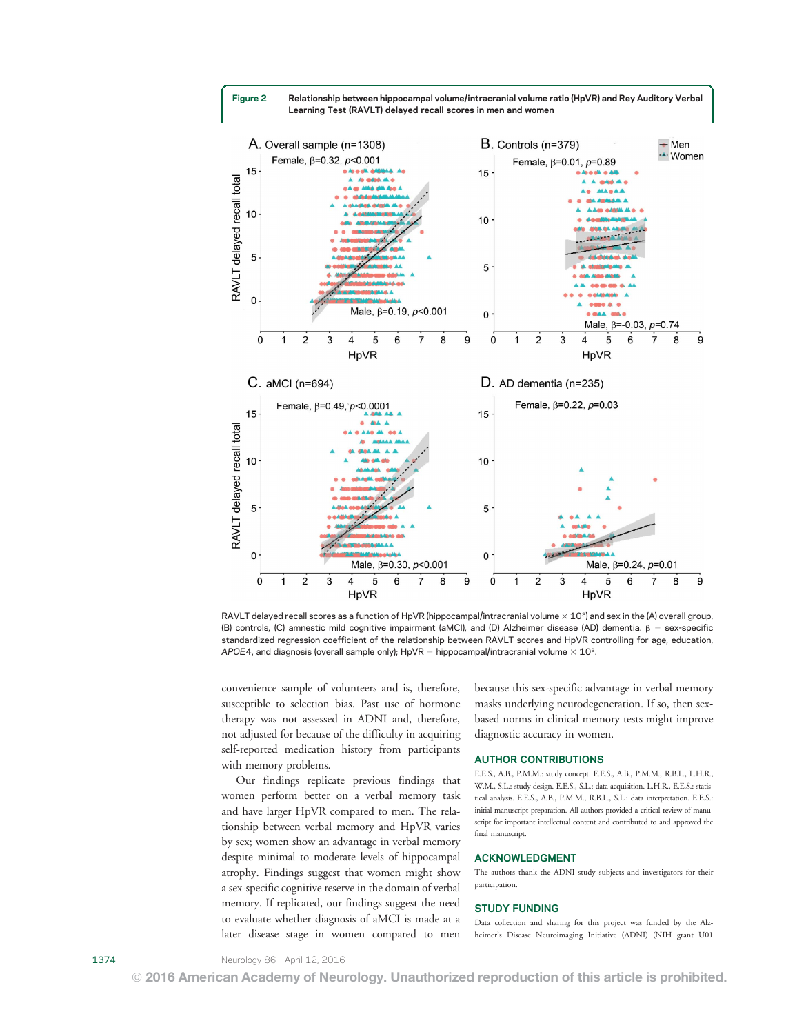**Figure 2** Relationship between hippocampal volume/intracranial volume ratio (HpVR) and Rey Auditory Verbal Learning Test (RAVLT) delayed recall scores in men and women

RAVLT delayed recall scores as a function of HpVR (hippocampal/intracranial volume × $10^3$) and sex in the (A) overall group, (B) controls, (C) amnestic mild cognitive impairment (aMCI), and (D) Alzheimer disease (AD) dementia. β = sex-specific standardized regression coefficient of the relationship between RAVLT scores and HpVR controlling for age, education, *APOE4*, and diagnosis (overall sample only); HpVR = hippocampal/intracranial volume × $10^3$.

convenience sample of volunteers and is, therefore, susceptible to selection bias. Past use of hormone therapy was not assessed in ADNI and, therefore, not adjusted for because of the difficulty in acquiring self-reported medication history from participants with memory problems.

Our findings replicate previous findings that women perform better on a verbal memory task and have larger HpVR compared to men. The relationship between verbal memory and HpVR varies by sex; women show an advantage in verbal memory despite minimal to moderate levels of hippocampal atrophy. Findings suggest that women might show a sex-specific cognitive reserve in the domain of verbal memory. If replicated, our findings suggest the need to evaluate whether diagnosis of aMCI is made at a later disease stage in women compared to men because this sex-specific advantage in verbal memory masks underlying neurodegeneration. If so, then sex-based norms in clinical memory tests might improve diagnostic accuracy in women.

## AUTHOR CONTRIBUTIONS

E.E.S., A.B., P.M.M.: study concept. E.E.S., A.B., P.M.M., R.B.L., L.H.R., W.M., S.L.: study design. E.E.S., S.L.: data acquisition. L.H.R., E.E.S.: statistical analysis. E.E.S., A.B., P.M.M., R.B.L., S.L.: data interpretation. E.E.S.: initial manuscript preparation. All authors provided a critical review of manuscript for important intellectual content and contributed to and approved the final manuscript.

## ACKNOWLEDGMENT

The authors thank the ADNI study subjects and investigators for their participation.

## STUDY FUNDING

Data collection and sharing for this project was funded by the Alzheimer's Disease Neuroimaging Initiative (ADNI) (NIH grant U01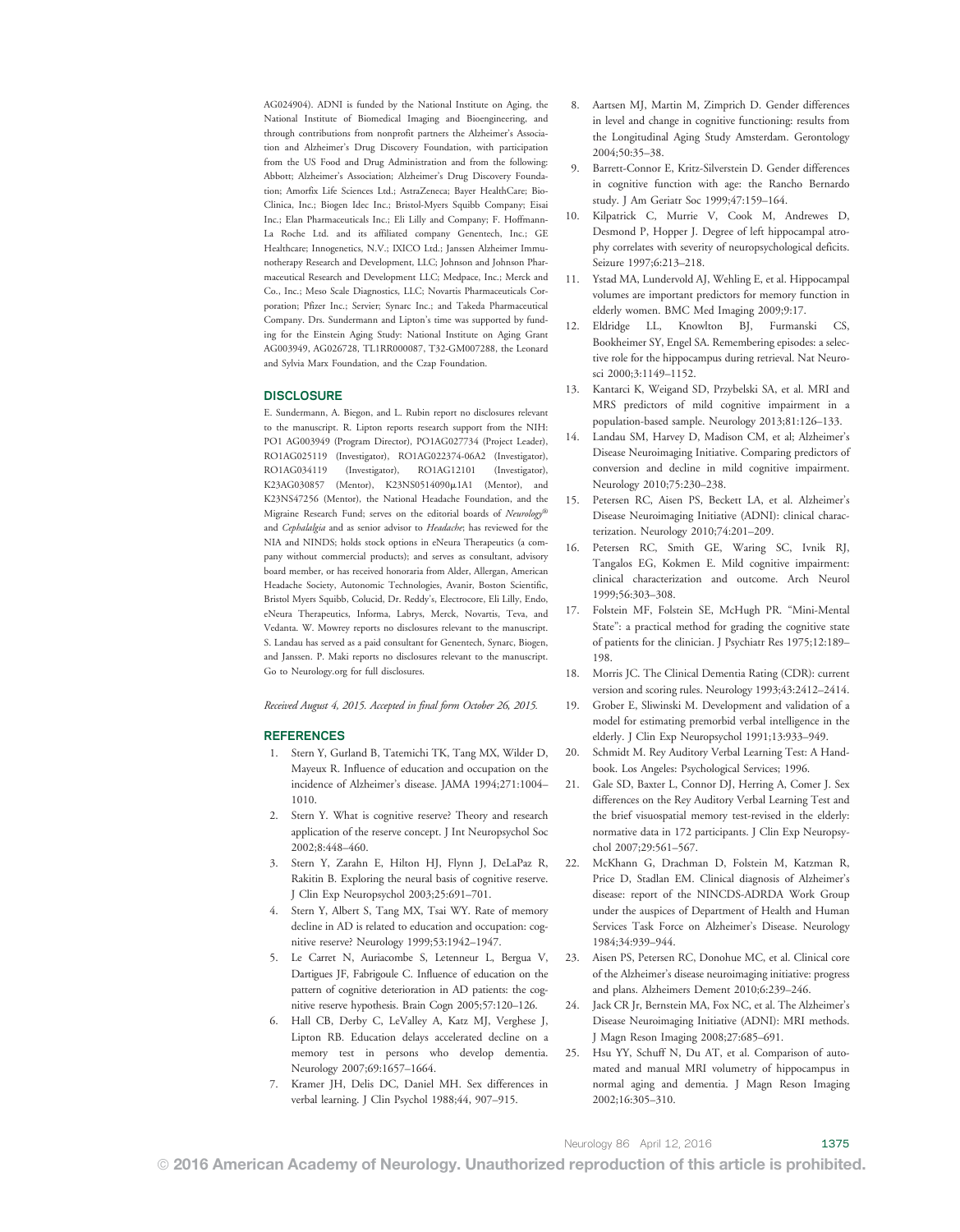AG024904). ADNI is funded by the National Institute on Aging, the National Institute of Biomedical Imaging and Bioengineering, and through contributions from nonprofit partners the Alzheimer's Association and Alzheimer's Drug Discovery Foundation, with participation from the US Food and Drug Administration and from the following: Abbott; Alzheimer's Association; Alzheimer's Drug Discovery Foundation; Amorfix Life Sciences Ltd.; AstraZeneca; Bayer HealthCare; BioClinica, Inc.; Biogen Idec Inc.; Bristol-Myers Squibb Company; Eisai Inc.; Elan Pharmaceuticals Inc.; Eli Lilly and Company; F. Hoffmann-La Roche Ltd. and its affiliated company Genentech, Inc.; GE Healthcare; Innogenetics, N.V.; IXICO Ltd.; Janssen Alzheimer Immunotherapy Research and Development, LLC; Johnson and Johnson Pharmaceutical Research and Development LLC; Medpace, Inc.; Merck and Co., Inc.; Meso Scale Diagnostics, LLC; Novartis Pharmaceuticals Corporation; Pfizer Inc.; Servier; Synarc Inc.; and Takeda Pharmaceutical Company. Drs. Sundermann and Lipton's time was supported by funding for the Einstein Aging Study: National Institute on Aging Grant AG003949, AG026728, TL1RR000087, T32-GM007288, the Leonard and Sylvia Marx Foundation, and the Czap Foundation.

## DISCLOSURE

E. Sundermann, A. Biegon, and L. Rubin report no disclosures relevant to the manuscript. R. Lipton reports research support from the NIH: PO1 AG003949 (Program Director), PO1AG027734 (Project Leader), RO1AG025119 (Investigator), RO1AG022374-06A2 (Investigator), RO1AG034119 (Investigator), RO1AG12101 (Investigator), K23AG030857 (Mentor), K23NS0514090μ1A1 (Mentor), and K23NS47256 (Mentor), the National Headache Foundation, and the Migraine Research Fund; serves on the editorial boards of *Neurology®* and *Cephalalgia* and as senior advisor to *Headache*; has reviewed for the NIA and NINDS; holds stock options in eNeura Therapeutics (a company without commercial products); and serves as consultant, advisory board member, or has received honoraria from Alder, Allergan, American Headache Society, Autonomic Technologies, Avanir, Boston Scientific, Bristol Myers Squibb, Colucid, Dr. Reddy's, Electrocore, Eli Lilly, Endo, eNeura Therapeutics, Informa, Labrys, Merck, Novartis, Teva, and Vedanta. W. Mowrey reports no disclosures relevant to the manuscript. S. Landau has served as a paid consultant for Genentech, Synarc, Biogen, and Janssen. P. Maki reports no disclosures relevant to the manuscript. Go to Neurology.org for full disclosures.

*Received August 4, 2015. Accepted in final form October 26, 2015.*

## REFERENCES

1. Stern Y, Gurland B, Tatemichi TK, Tang MX, Wilder D, Mayeux R. Influence of education and occupation on the incidence of Alzheimer's disease. JAMA 1994;271:1004–1010.
2. Stern Y. What is cognitive reserve? Theory and research application of the reserve concept. J Int Neuropsychol Soc 2002;8:448–460.
3. Stern Y, Zarahn E, Hilton HJ, Flynn J, DeLaPaz R, Rakitin B. Exploring the neural basis of cognitive reserve. J Clin Exp Neuropsychol 2003;25:691–701.
4. Stern Y, Albert S, Tang MX, Tsai WY. Rate of memory decline in AD is related to education and occupation: cognitive reserve? Neurology 1999;53:1942–1947.
5. Le Carret N, Auriacombe S, Letenneur L, Bergua V, Dartigues JF, Fabrigoule C. Influence of education on the pattern of cognitive deterioration in AD patients: the cognitive reserve hypothesis. Brain Cogn 2005;57:120–126.
6. Hall CB, Derby C, LeValley A, Katz MJ, Verghese J, Lipton RB. Education delays accelerated decline on a memory test in persons who develop dementia. Neurology 2007;69:1657–1664.
7. Kramer JH, Delis DC, Daniel MH. Sex differences in verbal learning. J Clin Psychol 1988;44, 907–915.
8. Aartsen MJ, Martin M, Zimprich D. Gender differences in level and change in cognitive functioning: results from the Longitudinal Aging Study Amsterdam. Gerontology 2004;50:35–38.
9. Barrett-Connor E, Kritz-Silverstein D. Gender differences in cognitive function with age: the Rancho Bernardo study. J Am Geriatr Soc 1999;47:159–164.
10. Kilpatrick C, Murrie V, Cook M, Andrewes D, Desmond P, Hopper J. Degree of left hippocampal atrophy correlates with severity of neuropsychological deficits. Seizure 1997;6:213–218.
11. Ystad MA, Lundervold AJ, Wehling E, et al. Hippocampal volumes are important predictors for memory function in elderly women. BMC Med Imaging 2009;9:17.
12. Eldridge LL, Knowlton BJ, Furmanski CS, Bookheimer SY, Engel SA. Remembering episodes: a selective role for the hippocampus during retrieval. Nat Neurosci 2000;3:1149–1152.
13. Kantarci K, Weigand SD, Przybelski SA, et al. MRI and MRS predictors of mild cognitive impairment in a population-based sample. Neurology 2013;81:126–133.
14. Landau SM, Harvey D, Madison CM, et al; Alzheimer's Disease Neuroimaging Initiative. Comparing predictors of conversion and decline in mild cognitive impairment. Neurology 2010;75:230–238.
15. Petersen RC, Aisen PS, Beckett LA, et al. Alzheimer's Disease Neuroimaging Initiative (ADNI): clinical characterization. Neurology 2010;74:201–209.
16. Petersen RC, Smith GE, Waring SC, Ivnik RJ, Tangalos EG, Kokmen E. Mild cognitive impairment: clinical characterization and outcome. Arch Neurol 1999;56:303–308.
17. Folstein MF, Folstein SE, McHugh PR. "Mini-Mental State": a practical method for grading the cognitive state of patients for the clinician. J Psychiatr Res 1975;12:189–198.
18. Morris JC. The Clinical Dementia Rating (CDR): current version and scoring rules. Neurology 1993;43:2412–2414.
19. Grober E, Sliwinski M. Development and validation of a model for estimating premorbid verbal intelligence in the elderly. J Clin Exp Neuropsychol 1991;13:933–949.
20. Schmidt M. Rey Auditory Verbal Learning Test: A Handbook. Los Angeles: Psychological Services; 1996.
21. Gale SD, Baxter L, Connor DJ, Herring A, Comer J. Sex differences on the Rey Auditory Verbal Learning Test and the brief visuospatial memory test-revised in the elderly: normative data in 172 participants. J Clin Exp Neuropsychol 2007;29:561–567.
22. McKhann G, Drachman D, Folstein M, Katzman R, Price D, Stadlan EM. Clinical diagnosis of Alzheimer's disease: report of the NINCDS-ADRDA Work Group under the auspices of Department of Health and Human Services Task Force on Alzheimer's Disease. Neurology 1984;34:939–944.
23. Aisen PS, Petersen RC, Donohue MC, et al. Clinical core of the Alzheimer's disease neuroimaging initiative: progress and plans. Alzheimers Dement 2010;6:239–246.
24. Jack CR Jr, Bernstein MA, Fox NC, et al. The Alzheimer's Disease Neuroimaging Initiative (ADNI): MRI methods. J Magn Reson Imaging 2008;27:685–691.
25. Hsu YY, Schuff N, Du AT, et al. Comparison of automated and manual MRI volumetry of hippocampus in normal aging and dementia. J Magn Reson Imaging 2002;16:305–310.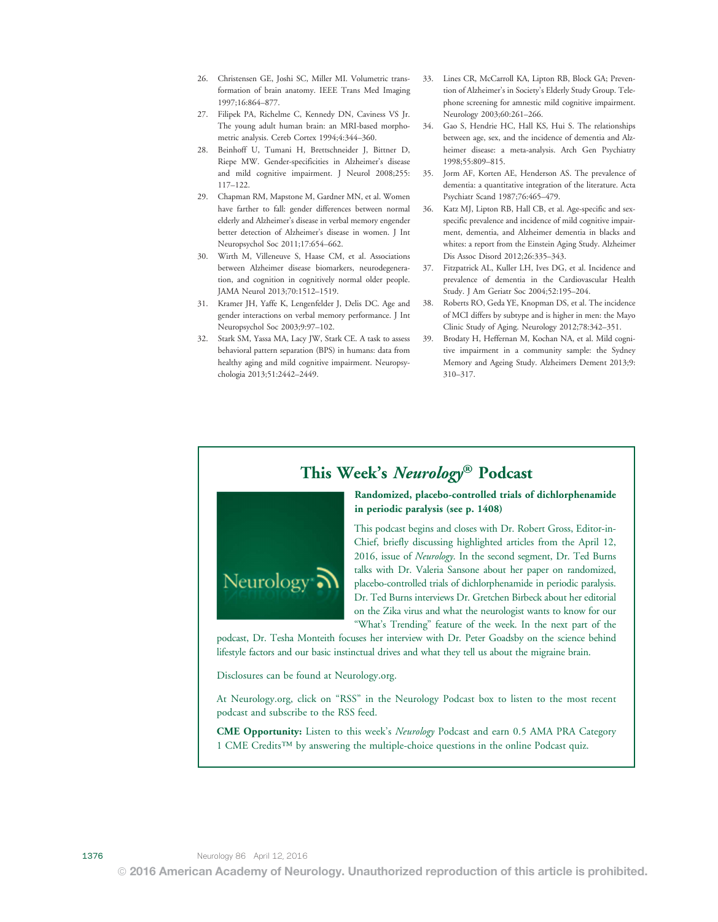26. Christensen GE, Joshi SC, Miller MI. Volumetric transformation of brain anatomy. IEEE Trans Med Imaging 1997;16:864–877.
27. Filipek PA, Richelme C, Kennedy DN, Caviness VS Jr. The young adult human brain: an MRI-based morphometric analysis. Cereb Cortex 1994;4:344–360.
28. Beinhoff U, Tumani H, Brettschneider J, Bittner D, Riepe MW. Gender-specificities in Alzheimer's disease and mild cognitive impairment. J Neurol 2008;255: 117–122.
29. Chapman RM, Mapstone M, Gardner MN, et al. Women have farther to fall: gender differences between normal elderly and Alzheimer's disease in verbal memory engender better detection of Alzheimer's disease in women. J Int Neuropsychol Soc 2011;17:654–662.
30. Wirth M, Villeneuve S, Haase CM, et al. Associations between Alzheimer disease biomarkers, neurodegeneration, and cognition in cognitively normal older people. JAMA Neurol 2013;70:1512–1519.
31. Kramer JH, Yaffe K, Lengenfelder J, Delis DC. Age and gender interactions on verbal memory performance. J Int Neuropsychol Soc 2003;9:97–102.
32. Stark SM, Yassa MA, Lacy JW, Stark CE. A task to assess behavioral pattern separation (BPS) in humans: data from healthy aging and mild cognitive impairment. Neuropsychologia 2013;51:2442–2449.
33. Lines CR, McCarroll KA, Lipton RB, Block GA; Prevention of Alzheimer's in Society's Elderly Study Group. Telephone screening for amnestic mild cognitive impairment. Neurology 2003;60:261–266.
34. Gao S, Hendrie HC, Hall KS, Hui S. The relationships between age, sex, and the incidence of dementia and Alzheimer disease: a meta-analysis. Arch Gen Psychiatry 1998;55:809–815.
35. Jorm AF, Korten AE, Henderson AS. The prevalence of dementia: a quantitative integration of the literature. Acta Psychiatr Scand 1987;76:465–479.
36. Katz MJ, Lipton RB, Hall CB, et al. Age-specific and sex-specific prevalence and incidence of mild cognitive impairment, dementia, and Alzheimer dementia in blacks and whites: a report from the Einstein Aging Study. Alzheimer Dis Assoc Disord 2012;26:335–343.
37. Fitzpatrick AL, Kuller LH, Ives DG, et al. Incidence and prevalence of dementia in the Cardiovascular Health Study. J Am Geriatr Soc 2004;52:195–204.
38. Roberts RO, Geda YE, Knopman DS, et al. The incidence of MCI differs by subtype and is higher in men: the Mayo Clinic Study of Aging. Neurology 2012;78:342–351.
39. Brodaty H, Heffernan M, Kochan NA, et al. Mild cognitive impairment in a community sample: the Sydney Memory and Ageing Study. Alzheimers Dement 2013;9: 310–317.

## This Week's *Neurology*® Podcast

**Randomized, placebo-controlled trials of dichlorphenamide in periodic paralysis (see p. 1408)**

This podcast begins and closes with Dr. Robert Gross, Editor-in-Chief, briefly discussing highlighted articles from the April 12, 2016, issue of *Neurology*. In the second segment, Dr. Ted Burns talks with Dr. Valeria Sansone about her paper on randomized, placebo-controlled trials of dichlorphenamide in periodic paralysis. Dr. Ted Burns interviews Dr. Gretchen Birbeck about her editorial on the Zika virus and what the neurologist wants to know for our "What's Trending" feature of the week. In the next part of the podcast, Dr. Tesha Monteith focuses her interview with Dr. Peter Goadsby on the science behind lifestyle factors and our basic instinctual drives and what they tell us about the migraine brain.

Disclosures can be found at Neurology.org.

At Neurology.org, click on "RSS" in the Neurology Podcast box to listen to the most recent podcast and subscribe to the RSS feed.

**CME Opportunity:** Listen to this week's *Neurology* Podcast and earn 0.5 AMA PRA Category 1 CME Credits™ by answering the multiple-choice questions in the online Podcast quiz.